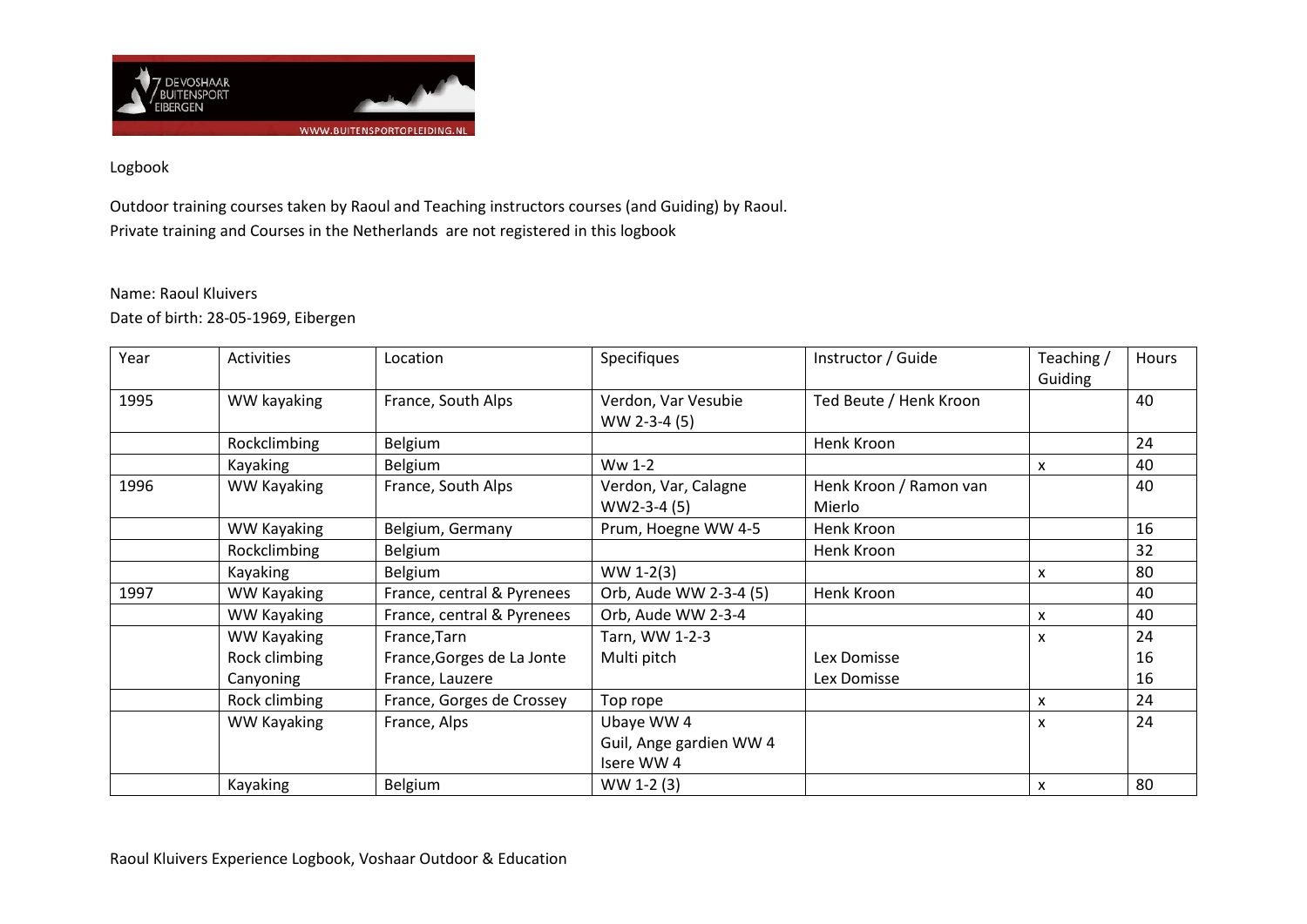Logbook

Outdoor training courses taken by Raoul and Teaching instructors courses (and Guiding) by Raoul.
Private training and Courses in the Netherlands are not registered in this logbook

Name: Raoul Kluivers
Date of birth: 28-05-1969, Eibergen

| Year | Activities | Location | Specifiques | Instructor / Guide | Teaching / Guiding | Hours |
|---|---|---|---|---|---|---|
| 1995 | WW kayaking | France, South Alps | Verdon, Var Vesubie WW 2-3-4 (5) | Ted Beute / Henk Kroon | | 40 |
| | Rockclimbing | Belgium | | Henk Kroon | | 24 |
| | Kayaking | Belgium | Ww 1-2 | | x | 40 |
| 1996 | WW Kayaking | France, South Alps | Verdon, Var, Calagne WW2-3-4 (5) | Henk Kroon / Ramon van Mierlo | | 40 |
| | WW Kayaking | Belgium, Germany | Prum, Hoegne WW 4-5 | Henk Kroon | | 16 |
| | Rockclimbing | Belgium | | Henk Kroon | | 32 |
| | Kayaking | Belgium | WW 1-2(3) | | x | 80 |
| 1997 | WW Kayaking | France, central & Pyrenees | Orb, Aude WW 2-3-4 (5) | Henk Kroon | | 40 |
| | WW Kayaking | France, central & Pyrenees | Orb, Aude WW 2-3-4 | | x | 40 |
| | WW Kayaking<br>Rock climbing<br>Canyoning | France,Tarn<br>France,Gorges de La Jonte<br>France, Lauzere | Tarn, WW 1-2-3<br>Multi pitch | <br>Lex Domisse<br>Lex Domisse | x | 24<br>16<br>16 |
| | Rock climbing | France, Gorges de Crossey | Top rope | | x | 24 |
| | WW Kayaking | France, Alps | Ubaye WW 4<br>Guil, Ange gardien WW 4<br>Isere WW 4 | | x | 24 |
| | Kayaking | Belgium | WW 1-2 (3) | | x | 80 |

Raoul Kluivers Experience Logbook, Voshaar Outdoor & Education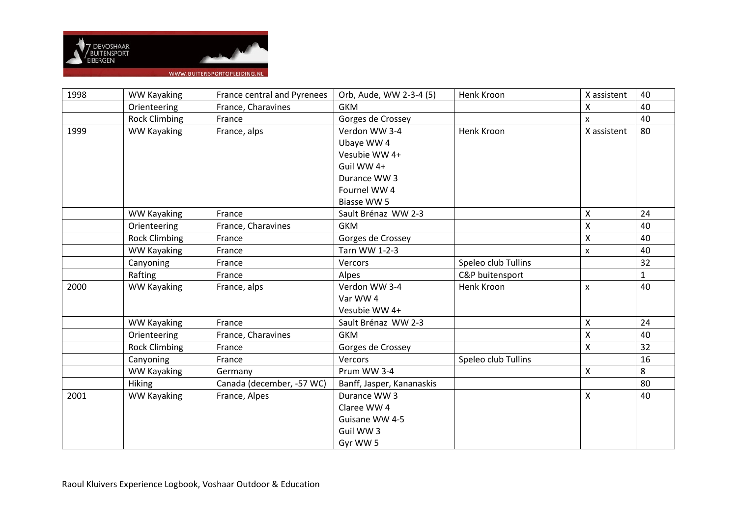| 1998 | WW Kayaking | France central and Pyrenees | Orb, Aude, WW 2-3-4 (5) | Henk Kroon | X assistent | 40 |
|---|---|---|---|---|---|---|
| | Orienteering | France, Charavines | GKM | | X | 40 |
| | Rock Climbing | France | Gorges de Crossey | | x | 40 |
| 1999 | WW Kayaking | France, alps | Verdon WW 3-4<br>Ubaye WW 4<br>Vesubie WW 4+<br>Guil WW 4+<br>Durance WW 3<br>Fournel WW 4<br>Biasse WW 5 | Henk Kroon | X assistent | 80 |
| | WW Kayaking | France | Sault Brénaz WW 2-3 | | X | 24 |
| | Orienteering | France, Charavines | GKM | | X | 40 |
| | Rock Climbing | France | Gorges de Crossey | | X | 40 |
| | WW Kayaking | France | Tarn WW 1-2-3 | | x | 40 |
| | Canyoning | France | Vercors | Speleo club Tullins | | 32 |
| | Rafting | France | Alpes | C&P buitensport | | 1 |
| 2000 | WW Kayaking | France, alps | Verdon WW 3-4<br>Var WW 4<br>Vesubie WW 4+ | Henk Kroon | x | 40 |
| | WW Kayaking | France | Sault Brénaz WW 2-3 | | X | 24 |
| | Orienteering | France, Charavines | GKM | | X | 40 |
| | Rock Climbing | France | Gorges de Crossey | | X | 32 |
| | Canyoning | France | Vercors | Speleo club Tullins | | 16 |
| | WW Kayaking | Germany | Prum WW 3-4 | | X | 8 |
| | Hiking | Canada (december, -57 WC) | Banff, Jasper, Kananaskis | | | 80 |
| 2001 | WW Kayaking | France, Alpes | Durance WW 3<br>Claree WW 4<br>Guisane WW 4-5<br>Guil WW 3<br>Gyr WW 5 | | X | 40 |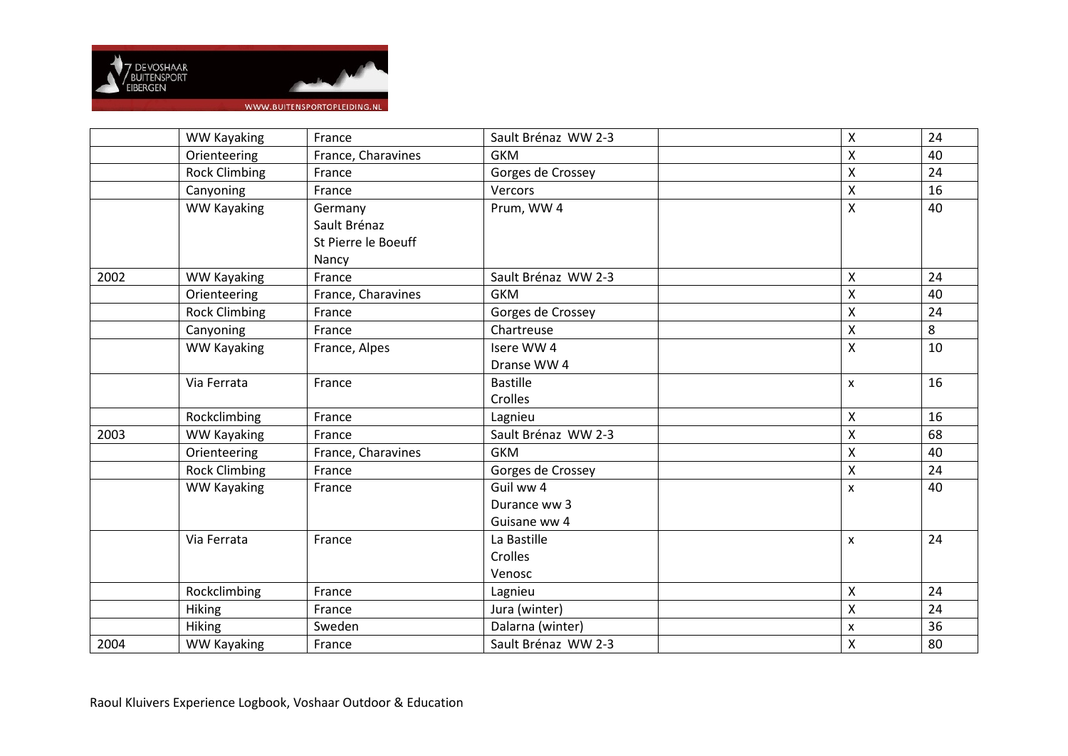| | | | | | | |
|---|---|---|---|---|---|---|
| | WW Kayaking | France | Sault Brénaz  WW 2-3 | | X | 24 |
| | Orienteering | France, Charavines | GKM | | X | 40 |
| | Rock Climbing | France | Gorges de Crossey | | X | 24 |
| | Canyoning | France | Vercors | | X | 16 |
| | WW Kayaking | Germany<br>Sault Brénaz<br>St Pierre le Boeuff<br>Nancy | Prum, WW 4 | | X | 40 |
| 2002 | WW Kayaking | France | Sault Brénaz  WW 2-3 | | X | 24 |
| | Orienteering | France, Charavines | GKM | | X | 40 |
| | Rock Climbing | France | Gorges de Crossey | | X | 24 |
| | Canyoning | France | Chartreuse | | X | 8 |
| | WW Kayaking | France, Alpes | Isere WW 4<br>Dranse WW 4 | | X | 10 |
| | Via Ferrata | France | Bastille<br>Crolles | | x | 16 |
| | Rockclimbing | France | Lagnieu | | X | 16 |
| 2003 | WW Kayaking | France | Sault Brénaz  WW 2-3 | | X | 68 |
| | Orienteering | France, Charavines | GKM | | X | 40 |
| | Rock Climbing | France | Gorges de Crossey | | X | 24 |
| | WW Kayaking | France | Guil ww 4<br>Durance ww 3<br>Guisane ww 4 | | x | 40 |
| | Via Ferrata | France | La Bastille<br>Crolles<br>Venosc | | x | 24 |
| | Rockclimbing | France | Lagnieu | | X | 24 |
| | Hiking | France | Jura (winter) | | X | 24 |
| | Hiking | Sweden | Dalarna (winter) | | x | 36 |
| 2004 | WW Kayaking | France | Sault Brénaz  WW 2-3 | | X | 80 |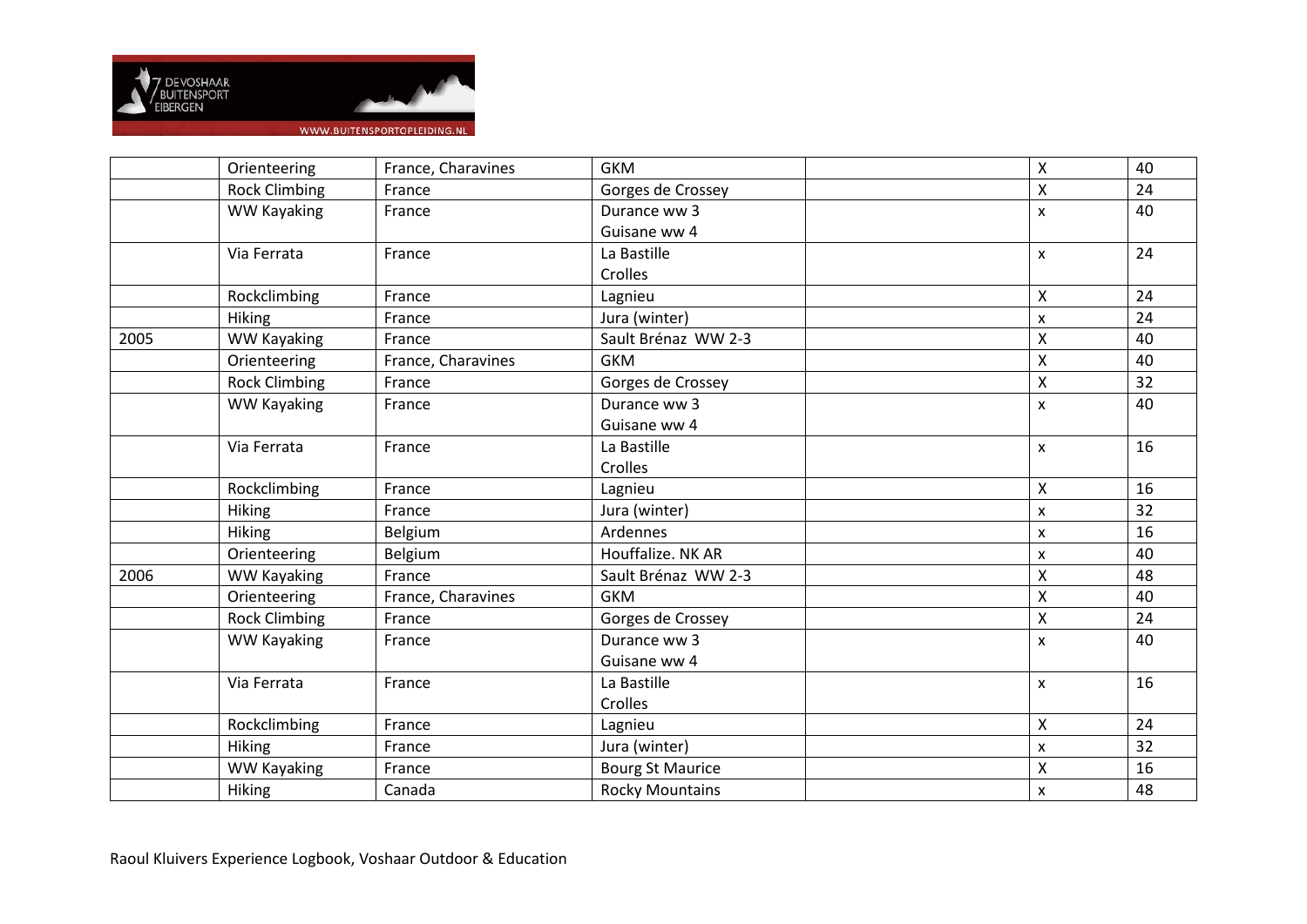| | | | | | | |
|---|---|---|---|---|---|---|
| | Orienteering | France, Charavines | GKM | | X | 40 |
| | Rock Climbing | France | Gorges de Crossey | | X | 24 |
| | WW Kayaking | France | Durance ww 3<br>Guisane ww 4 | | x | 40 |
| | Via Ferrata | France | La Bastille<br>Crolles | | x | 24 |
| | Rockclimbing | France | Lagnieu | | X | 24 |
| | Hiking | France | Jura (winter) | | x | 24 |
| 2005 | WW Kayaking | France | Sault Brénaz WW 2-3 | | X | 40 |
| | Orienteering | France, Charavines | GKM | | X | 40 |
| | Rock Climbing | France | Gorges de Crossey | | X | 32 |
| | WW Kayaking | France | Durance ww 3<br>Guisane ww 4 | | x | 40 |
| | Via Ferrata | France | La Bastille<br>Crolles | | x | 16 |
| | Rockclimbing | France | Lagnieu | | X | 16 |
| | Hiking | France | Jura (winter) | | x | 32 |
| | Hiking | Belgium | Ardennes | | x | 16 |
| | Orienteering | Belgium | Houffalize. NK AR | | x | 40 |
| 2006 | WW Kayaking | France | Sault Brénaz WW 2-3 | | X | 48 |
| | Orienteering | France, Charavines | GKM | | X | 40 |
| | Rock Climbing | France | Gorges de Crossey | | X | 24 |
| | WW Kayaking | France | Durance ww 3<br>Guisane ww 4 | | x | 40 |
| | Via Ferrata | France | La Bastille<br>Crolles | | x | 16 |
| | Rockclimbing | France | Lagnieu | | X | 24 |
| | Hiking | France | Jura (winter) | | x | 32 |
| | WW Kayaking | France | Bourg St Maurice | | X | 16 |
| | Hiking | Canada | Rocky Mountains | | x | 48 |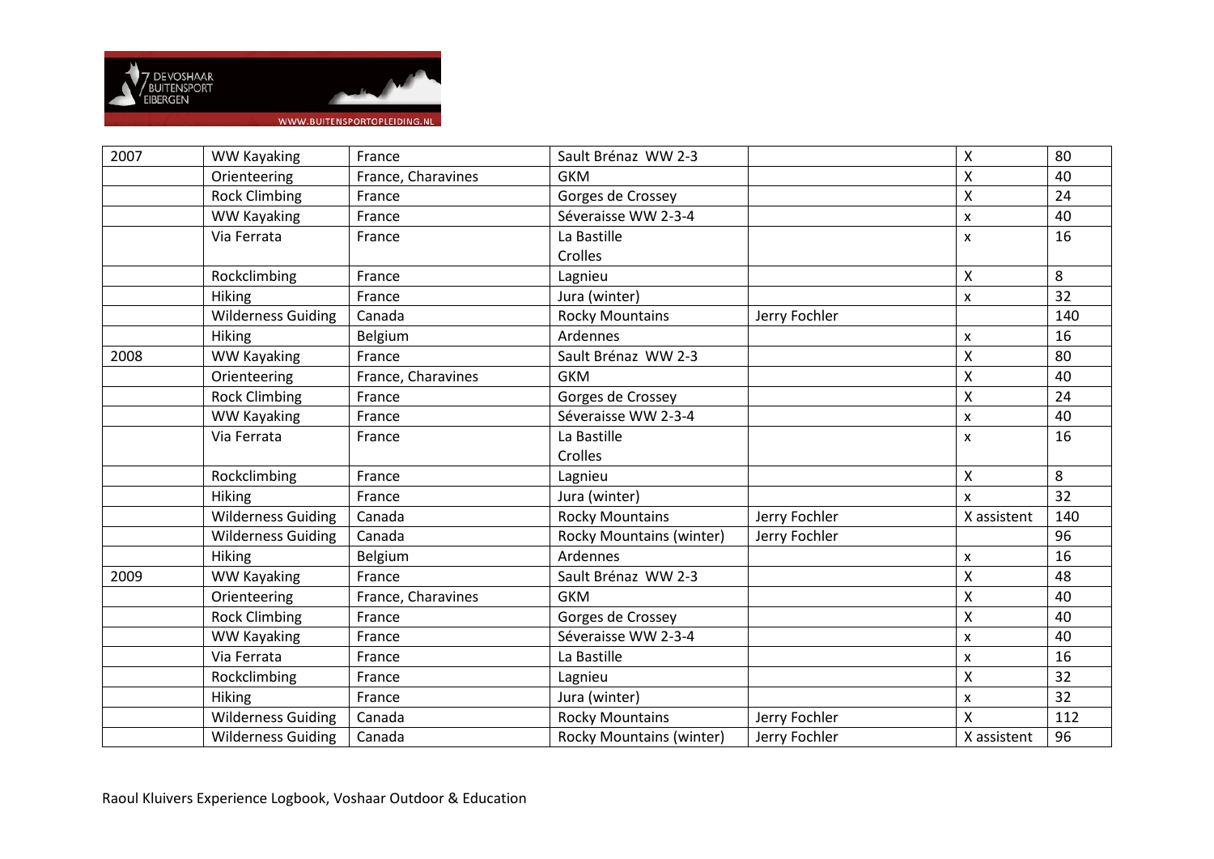| | | | | | | |
|---|---|---|---|---|---|---|
| 2007 | WW Kayaking | France | Sault Brénaz WW 2-3 | | X | 80 |
| | Orienteering | France, Charavines | GKM | | X | 40 |
| | Rock Climbing | France | Gorges de Crossey | | X | 24 |
| | WW Kayaking | France | Séveraisse WW 2-3-4 | | x | 40 |
| | Via Ferrata | France | La Bastille<br>Crolles | | x | 16 |
| | Rockclimbing | France | Lagnieu | | X | 8 |
| | Hiking | France | Jura (winter) | | x | 32 |
| | Wilderness Guiding | Canada | Rocky Mountains | Jerry Fochler | | 140 |
| | Hiking | Belgium | Ardennes | | x | 16 |
| 2008 | WW Kayaking | France | Sault Brénaz WW 2-3 | | X | 80 |
| | Orienteering | France, Charavines | GKM | | X | 40 |
| | Rock Climbing | France | Gorges de Crossey | | X | 24 |
| | WW Kayaking | France | Séveraisse WW 2-3-4 | | x | 40 |
| | Via Ferrata | France | La Bastille<br>Crolles | | x | 16 |
| | Rockclimbing | France | Lagnieu | | X | 8 |
| | Hiking | France | Jura (winter) | | x | 32 |
| | Wilderness Guiding | Canada | Rocky Mountains | Jerry Fochler | X assistent | 140 |
| | Wilderness Guiding | Canada | Rocky Mountains (winter) | Jerry Fochler | | 96 |
| | Hiking | Belgium | Ardennes | | x | 16 |
| 2009 | WW Kayaking | France | Sault Brénaz WW 2-3 | | X | 48 |
| | Orienteering | France, Charavines | GKM | | X | 40 |
| | Rock Climbing | France | Gorges de Crossey | | X | 40 |
| | WW Kayaking | France | Séveraisse WW 2-3-4 | | x | 40 |
| | Via Ferrata | France | La Bastille | | x | 16 |
| | Rockclimbing | France | Lagnieu | | X | 32 |
| | Hiking | France | Jura (winter) | | x | 32 |
| | Wilderness Guiding | Canada | Rocky Mountains | Jerry Fochler | X | 112 |
| | Wilderness Guiding | Canada | Rocky Mountains (winter) | Jerry Fochler | X assistent | 96 |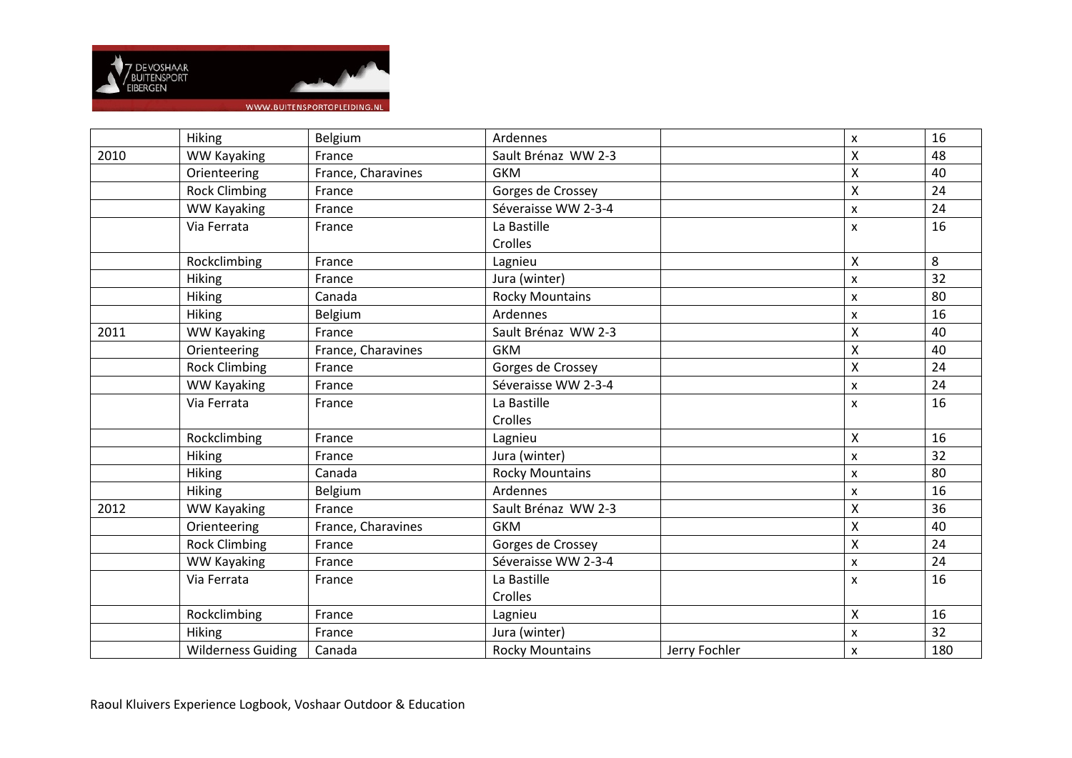| | | | | | | |
|---|---|---|---|---|---|---|
| | Hiking | Belgium | Ardennes | | x | 16 |
| 2010 | WW Kayaking | France | Sault Brénaz WW 2-3 | | X | 48 |
| | Orienteering | France, Charavines | GKM | | X | 40 |
| | Rock Climbing | France | Gorges de Crossey | | X | 24 |
| | WW Kayaking | France | Séveraisse WW 2-3-4 | | x | 24 |
| | Via Ferrata | France | La Bastille<br>Crolles | | x | 16 |
| | Rockclimbing | France | Lagnieu | | X | 8 |
| | Hiking | France | Jura (winter) | | x | 32 |
| | Hiking | Canada | Rocky Mountains | | x | 80 |
| | Hiking | Belgium | Ardennes | | x | 16 |
| 2011 | WW Kayaking | France | Sault Brénaz WW 2-3 | | X | 40 |
| | Orienteering | France, Charavines | GKM | | X | 40 |
| | Rock Climbing | France | Gorges de Crossey | | X | 24 |
| | WW Kayaking | France | Séveraisse WW 2-3-4 | | x | 24 |
| | Via Ferrata | France | La Bastille<br>Crolles | | x | 16 |
| | Rockclimbing | France | Lagnieu | | X | 16 |
| | Hiking | France | Jura (winter) | | x | 32 |
| | Hiking | Canada | Rocky Mountains | | x | 80 |
| | Hiking | Belgium | Ardennes | | x | 16 |
| 2012 | WW Kayaking | France | Sault Brénaz WW 2-3 | | X | 36 |
| | Orienteering | France, Charavines | GKM | | X | 40 |
| | Rock Climbing | France | Gorges de Crossey | | X | 24 |
| | WW Kayaking | France | Séveraisse WW 2-3-4 | | x | 24 |
| | Via Ferrata | France | La Bastille<br>Crolles | | x | 16 |
| | Rockclimbing | France | Lagnieu | | X | 16 |
| | Hiking | France | Jura (winter) | | x | 32 |
| | Wilderness Guiding | Canada | Rocky Mountains | Jerry Fochler | x | 180 |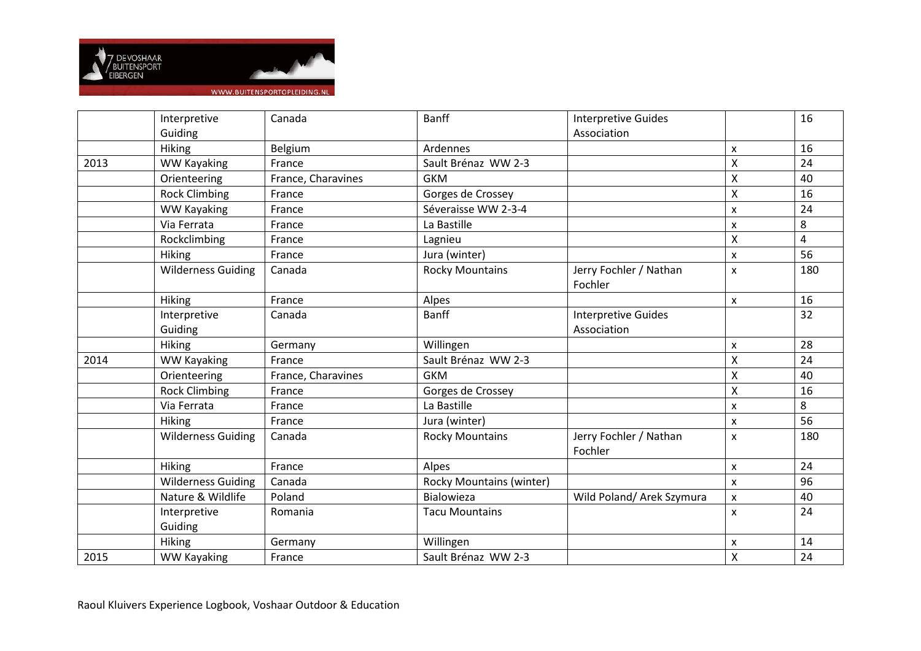| | | | | | | |
|---|---|---|---|---|---|---|
| | Interpretive Guiding | Canada | Banff | Interpretive Guides Association | | 16 |
| | Hiking | Belgium | Ardennes | | x | 16 |
| 2013 | WW Kayaking | France | Sault Brénaz WW 2-3 | | X | 24 |
| | Orienteering | France, Charavines | GKM | | X | 40 |
| | Rock Climbing | France | Gorges de Crossey | | X | 16 |
| | WW Kayaking | France | Séveraisse WW 2-3-4 | | x | 24 |
| | Via Ferrata | France | La Bastille | | x | 8 |
| | Rockclimbing | France | Lagnieu | | X | 4 |
| | Hiking | France | Jura (winter) | | x | 56 |
| | Wilderness Guiding | Canada | Rocky Mountains | Jerry Fochler / Nathan Fochler | x | 180 |
| | Hiking | France | Alpes | | x | 16 |
| | Interpretive Guiding | Canada | Banff | Interpretive Guides Association | | 32 |
| | Hiking | Germany | Willingen | | x | 28 |
| 2014 | WW Kayaking | France | Sault Brénaz WW 2-3 | | X | 24 |
| | Orienteering | France, Charavines | GKM | | X | 40 |
| | Rock Climbing | France | Gorges de Crossey | | X | 16 |
| | Via Ferrata | France | La Bastille | | x | 8 |
| | Hiking | France | Jura (winter) | | x | 56 |
| | Wilderness Guiding | Canada | Rocky Mountains | Jerry Fochler / Nathan Fochler | x | 180 |
| | Hiking | France | Alpes | | x | 24 |
| | Wilderness Guiding | Canada | Rocky Mountains (winter) | | x | 96 |
| | Nature & Wildlife | Poland | Bialowieza | Wild Poland/ Arek Szymura | x | 40 |
| | Interpretive Guiding | Romania | Tacu Mountains | | x | 24 |
| | Hiking | Germany | Willingen | | x | 14 |
| 2015 | WW Kayaking | France | Sault Brénaz WW 2-3 | | X | 24 |

Raoul Kluivers Experience Logbook, Voshaar Outdoor & Education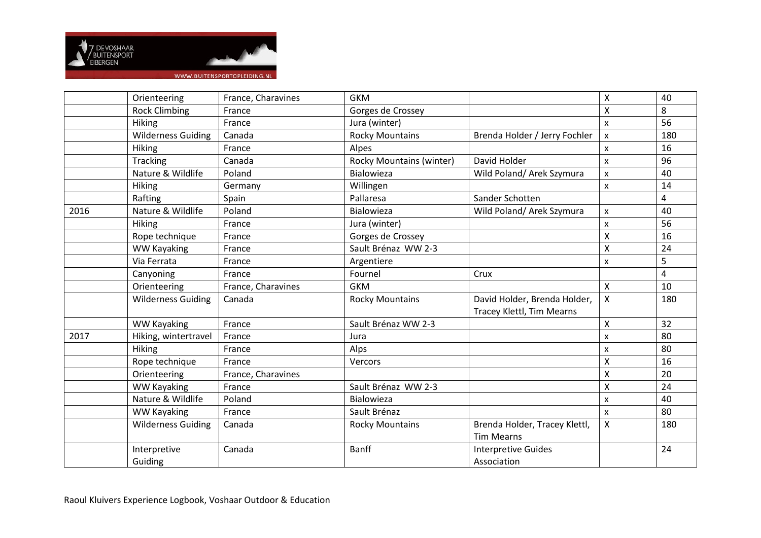| | Orienteering | France, Charavines | GKM | | X | 40 |
|---|---|---|---|---|---|---|
| | Rock Climbing | France | Gorges de Crossey | | X | 8 |
| | Hiking | France | Jura (winter) | | x | 56 |
| | Wilderness Guiding | Canada | Rocky Mountains | Brenda Holder / Jerry Fochler | x | 180 |
| | Hiking | France | Alpes | | x | 16 |
| | Tracking | Canada | Rocky Mountains (winter) | David Holder | x | 96 |
| | Nature & Wildlife | Poland | Bialowieza | Wild Poland/ Arek Szymura | x | 40 |
| | Hiking | Germany | Willingen | | x | 14 |
| | Rafting | Spain | Pallaresa | Sander Schotten | | 4 |
| 2016 | Nature & Wildlife | Poland | Bialowieza | Wild Poland/ Arek Szymura | x | 40 |
| | Hiking | France | Jura (winter) | | x | 56 |
| | Rope technique | France | Gorges de Crossey | | X | 16 |
| | WW Kayaking | France | Sault Brénaz WW 2-3 | | X | 24 |
| | Via Ferrata | France | Argentiere | | x | 5 |
| | Canyoning | France | Fournel | Crux | | 4 |
| | Orienteering | France, Charavines | GKM | | X | 10 |
| | Wilderness Guiding | Canada | Rocky Mountains | David Holder, Brenda Holder, Tracey Klettl, Tim Mearns | X | 180 |
| | WW Kayaking | France | Sault Brénaz WW 2-3 | | X | 32 |
| 2017 | Hiking, wintertravel | France | Jura | | x | 80 |
| | Hiking | France | Alps | | x | 80 |
| | Rope technique | France | Vercors | | X | 16 |
| | Orienteering | France, Charavines | | | X | 20 |
| | WW Kayaking | France | Sault Brénaz WW 2-3 | | X | 24 |
| | Nature & Wildlife | Poland | Bialowieza | | x | 40 |
| | WW Kayaking | France | Sault Brénaz | | x | 80 |
| | Wilderness Guiding | Canada | Rocky Mountains | Brenda Holder, Tracey Klettl, Tim Mearns | X | 180 |
| | Interpretive Guiding | Canada | Banff | Interpretive Guides Association | | 24 |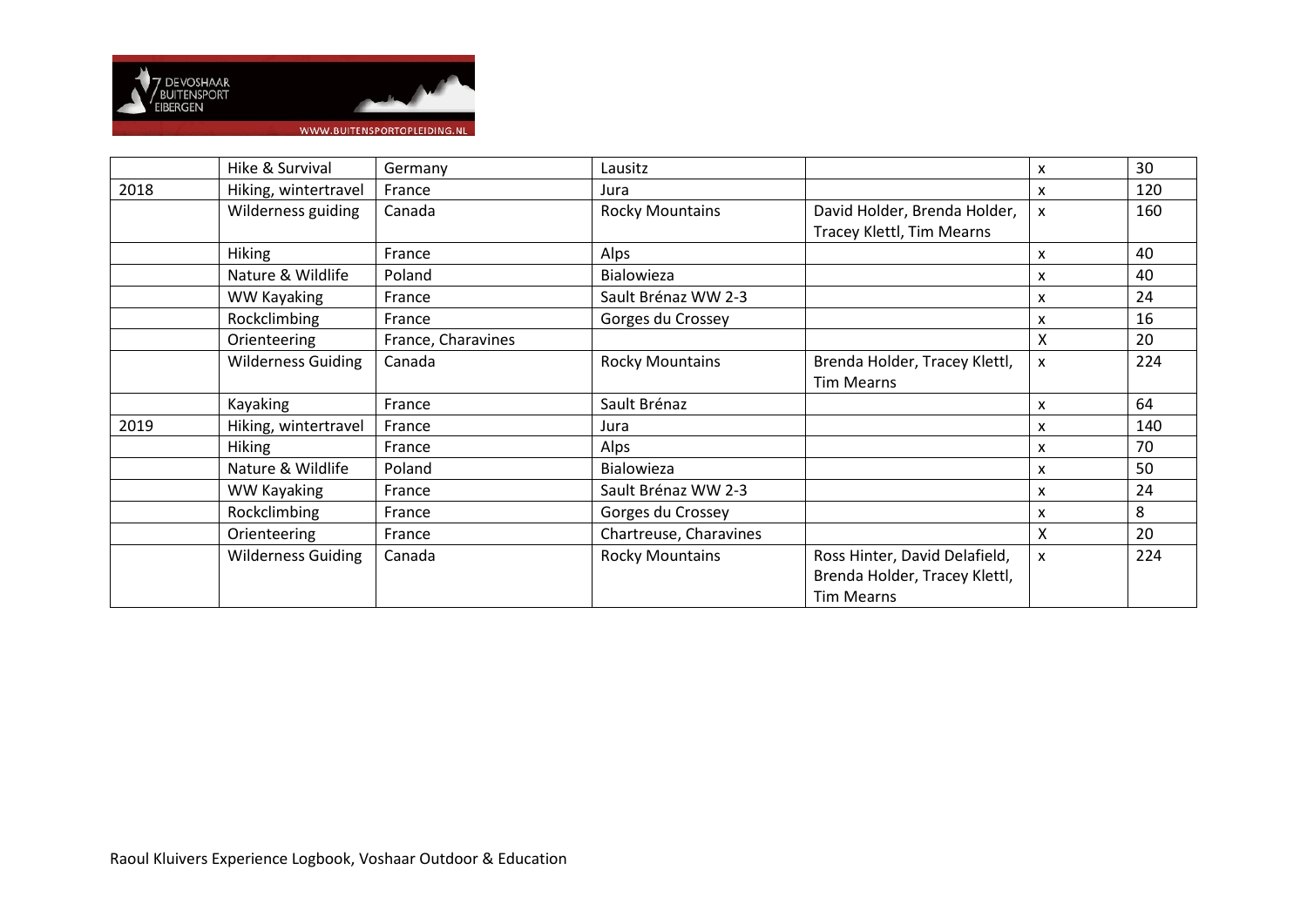| | | | | | | |
|---|---|---|---|---|---|---|
| | Hike & Survival | Germany | Lausitz | | x | 30 |
| 2018 | Hiking, wintertravel | France | Jura | | x | 120 |
| | Wilderness guiding | Canada | Rocky Mountains | David Holder, Brenda Holder, Tracey Klettl, Tim Mearns | x | 160 |
| | Hiking | France | Alps | | x | 40 |
| | Nature & Wildlife | Poland | Bialowieza | | x | 40 |
| | WW Kayaking | France | Sault Brénaz WW 2-3 | | x | 24 |
| | Rockclimbing | France | Gorges du Crossey | | x | 16 |
| | Orienteering | France, Charavines | | | X | 20 |
| | Wilderness Guiding | Canada | Rocky Mountains | Brenda Holder, Tracey Klettl, Tim Mearns | x | 224 |
| | Kayaking | France | Sault Brénaz | | x | 64 |
| 2019 | Hiking, wintertravel | France | Jura | | x | 140 |
| | Hiking | France | Alps | | x | 70 |
| | Nature & Wildlife | Poland | Bialowieza | | x | 50 |
| | WW Kayaking | France | Sault Brénaz WW 2-3 | | x | 24 |
| | Rockclimbing | France | Gorges du Crossey | | x | 8 |
| | Orienteering | France | Chartreuse, Charavines | | X | 20 |
| | Wilderness Guiding | Canada | Rocky Mountains | Ross Hinter, David Delafield, Brenda Holder, Tracey Klettl, Tim Mearns | x | 224 |